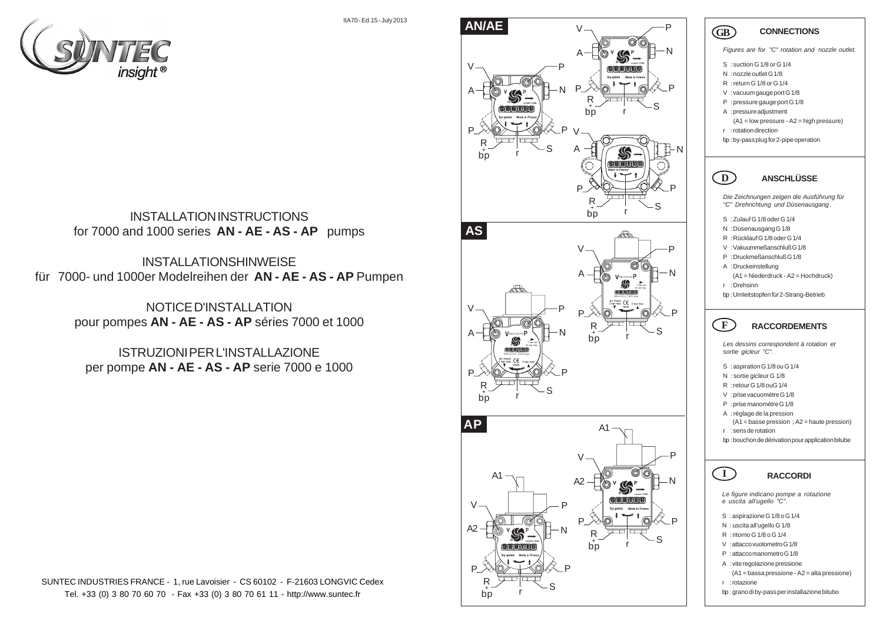IIA70 - Ed.15 - July 2013

SUNTEC insight®

# INSTALLATION INSTRUCTIONS
for 7000 and 1000 series **AN - AE - AS - AP** pumps

# INSTALLATIONSHINWEISE
für 7000- und 1000er Modelreihen der **AN - AE - AS - AP** Pumpen

# NOTICE D'INSTALLATION
pour pompes **AN - AE - AS - AP** séries 7000 et 1000

# ISTRUZIONI PER L'INSTALLAZIONE
per pompe **AN - AE - AS - AP** serie 7000 e 1000

SUNTEC INDUSTRIES FRANCE - 1, rue Lavoisier - CS 60102 - F-21603 LONGVIC Cedex
Tel. +33 (0) 3 80 70 60 70 - Fax +33 (0) 3 80 70 61 11 - http://www.suntec.fr

**AN/AE**

**AS**

**AP**

## GB CONNECTIONS

*Figures are for "C" rotation and nozzle outlet.*

- S : suction G 1/8 or G 1/4
- N : nozzle outlet G 1/8
- R : return G 1/8 or G 1/4
- V : vacuum gauge port G 1/8
- P : pressure gauge port G 1/8
- A : pressure adjustment
  (A1 = low pressure - A2 = high pressure)
- r : rotation direction
- bp : by-pass plug for 2-pipe operation

## D ANSCHLÜSSE

*Die Zeichnungen zeigen die Ausführung für "C" Drehrichtung und Düsenausgang.*

- S : Zulauf G 1/8 oder G 1/4
- N : Düsenausgang G 1/8
- R : Rücklauf G 1/8 oder G 1/4
- V : Vakuummeßanschluß G 1/8
- P : Druckmeßanschluß G 1/8
- A : Druckeinstellung
  (A1 = Niederdruck - A2 = Hochdruck)
- r : Drehsinn
- bp : Umleitstopfen für 2-Strang-Betrieb

## F RACCORDEMENTS

*Les dessins correspondent à rotation et sortie gicleur "C".*

- S : aspiration G 1/8 ou G 1/4
- N : sortie gicleur G 1/8
- R : retour G 1/8 ou G 1/4
- V : prise vacuomètre G 1/8
- P : prise manomètre G 1/8
- A : réglage de la pression
  (A1 = basse pression ; A2 = haute pression)
- r : sens de rotation
- bp : bouchon de dérivation pour application bitube

## I RACCORDI

*Le figure indicano pompe a rotazione e uscita all'ugello "C".*

- S : aspirazione G 1/8 o G 1/4
- N : uscita all'ugello G 1/8
- R : ritorno G 1/8 o G 1/4
- V : attacco vuotometro G 1/8
- P : attacco manometro G 1/8
- A : vite regolazione pressione
  (A1 = bassa pressione - A2 = alta pressione)
- r : rotazione
- bp : grano di by-pass per installazione bitubo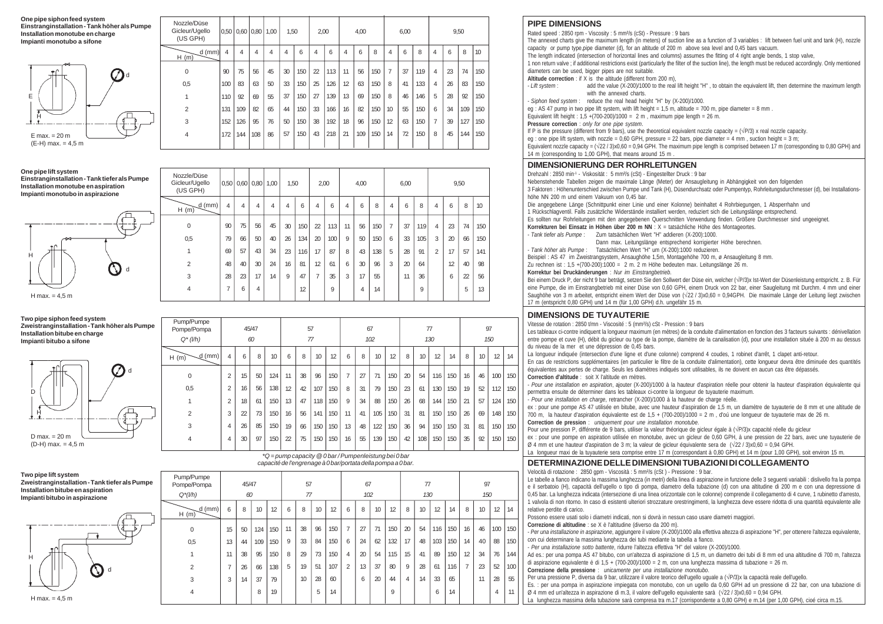### One pipe siphon feed system
### Einstranginstallation - Tank höher als Pumpe
### Installation monotube en charge
### Impianti monotubo a sifone

E max. = 20 m
(E-H) max. = 4,5 m

| Nozzle/Düse Gicleur/Ugello (US GPH) | 0,50 | 0,60 | 0,80 | 1,00 | 1,50 | | 2,00 | | 4,00 | | | 6,00 | | | 9,50 | | | |
|---|---|---|---|---|---|---|---|---|---|---|---|---|---|---|---|---|---|---|
| H (m) \ d (mm) | 4 | 4 | 4 | 4 | 4 | 6 | 4 | 6 | 4 | 6 | 8 | 4 | 6 | 8 | 4 | 6 | 8 | 10 |
| 0 | 90 | 75 | 56 | 45 | 30 | 150 | 22 | 113 | 11 | 56 | 150 | 7 | 37 | 119 | 4 | 23 | 74 | 150 |
| 0,5 | 100 | 83 | 63 | 50 | 33 | 150 | 25 | 126 | 12 | 63 | 150 | 8 | 41 | 133 | 4 | 26 | 83 | 150 |
| 1 | 110 | 92 | 69 | 55 | 37 | 150 | 27 | 139 | 13 | 69 | 150 | 8 | 46 | 146 | 5 | 28 | 92 | 150 |
| 2 | 131 | 109 | 82 | 65 | 44 | 150 | 33 | 166 | 16 | 82 | 150 | 10 | 55 | 150 | 6 | 34 | 109 | 150 |
| 3 | 152 | 126 | 95 | 76 | 50 | 150 | 38 | 192 | 18 | 96 | 150 | 12 | 63 | 150 | 7 | 39 | 127 | 150 |
| 4 | 172 | 144 | 108 | 86 | 57 | 150 | 43 | 218 | 21 | 109 | 150 | 14 | 72 | 150 | 8 | 45 | 144 | 150 |

### One pipe lift system
### Einstranginstallation - Tank tiefer als Pumpe
### Installation monotube en aspiration
### Impianti monotubo in aspirazione

H max. = 4,5 m

| Nozzle/Düse Gicleur/Ugello (US GPH) | 0,50 | 0,60 | 0,80 | 1,00 | 1,50 | | 2,00 | | 4,00 | | | 6,00 | | | 9,50 | | | |
|---|---|---|---|---|---|---|---|---|---|---|---|---|---|---|---|---|---|---|
| H (m) \ d (mm) | 4 | 4 | 4 | 4 | 4 | 6 | 4 | 6 | 4 | 6 | 8 | 4 | 6 | 8 | 4 | 6 | 8 | 10 |
| 0 | 90 | 75 | 56 | 45 | 30 | 150 | 22 | 113 | 11 | 56 | 150 | 7 | 37 | 119 | 4 | 23 | 74 | 150 |
| 0,5 | 79 | 66 | 50 | 40 | 26 | 134 | 20 | 100 | 9 | 50 | 150 | 6 | 33 | 105 | 3 | 20 | 66 | 150 |
| 1 | 69 | 57 | 43 | 34 | 23 | 116 | 17 | 87 | 8 | 43 | 138 | 5 | 28 | 91 | 2 | 17 | 57 | 141 |
| 2 | 48 | 40 | 30 | 24 | 16 | 81 | 12 | 61 | 6 | 30 | 96 | 3 | 20 | 64 | | 12 | 40 | 98 |
| 3 | 28 | 23 | 17 | 14 | 9 | 47 | 7 | 35 | 3 | 17 | 55 | | 11 | 36 | | 6 | 22 | 56 |
| 4 | 7 | 6 | 4 | | | 12 | | 9 | | 4 | 14 | | | 9 | | | 5 | 13 |

### Two pipe siphon feed system
### Zweistranginstallation - Tank höher als Pumpe
### Installation bitube en charge
### Impianti bitubo a sifone

D max. = 20 m
(D-H) max. = 4,5 m

| Pump/Pumpe Pompe/Pompa $Q^*$ (l/h) | 45/47 60 | | | | 57 77 | | | | 67 102 | | | | 77 130 | | | | 97 150 | | | |
|---|---|---|---|---|---|---|---|---|---|---|---|---|---|---|---|---|---|---|---|---|
| H (m) \ d (mm) | 4 | 6 | 8 | 10 | 6 | 8 | 10 | 12 | 6 | 8 | 10 | 12 | 8 | 10 | 12 | 14 | 8 | 10 | 12 | 14 |
| 0 | 2 | 15 | 50 | 124 | 11 | 38 | 96 | 150 | 7 | 27 | 71 | 150 | 20 | 54 | 116 | 150 | 16 | 46 | 100 | 150 |
| 0,5 | 2 | 16 | 56 | 138 | 12 | 42 | 107 | 150 | 8 | 31 | 79 | 150 | 23 | 61 | 130 | 150 | 19 | 52 | 112 | 150 |
| 1 | 2 | 18 | 61 | 150 | 13 | 47 | 118 | 150 | 9 | 34 | 88 | 150 | 26 | 68 | 144 | 150 | 21 | 57 | 124 | 150 |
| 2 | 3 | 22 | 73 | 150 | 16 | 56 | 141 | 150 | 11 | 41 | 105 | 150 | 31 | 81 | 150 | 150 | 26 | 69 | 148 | 150 |
| 3 | 4 | 26 | 85 | 150 | 19 | 66 | 150 | 150 | 13 | 48 | 122 | 150 | 36 | 94 | 150 | 150 | 31 | 81 | 150 | 150 |
| 4 | 4 | 30 | 97 | 150 | 22 | 75 | 150 | 150 | 16 | 55 | 139 | 150 | 42 | 108 | 150 | 150 | 35 | 92 | 150 | 150 |

*Q = pump capacity @ 0 bar / Pumpenleistung bei 0 bar
capacité de l'engrenage à 0 bar/portata della pompa a 0 bar.

### Two pipe lift system
### Zweistranginstallation - Tank tiefer als Pumpe
### Installation bitube en aspiration
### Impianti bitubo in aspirazione

H max. = 4,5 m

| Pump/Pumpe Pompe/Pompa $Q^*$ (l/h) | 45/47 60 | | | | 57 77 | | | | 67 102 | | | | 77 130 | | | | 97 150 | | | |
|---|---|---|---|---|---|---|---|---|---|---|---|---|---|---|---|---|---|---|---|---|
| H (m) \ d (mm) | 6 | 8 | 10 | 12 | 6 | 8 | 10 | 12 | 6 | 8 | 10 | 12 | 8 | 10 | 12 | 14 | 8 | 10 | 12 | 14 |
| 0 | 15 | 50 | 124 | 150 | 11 | 38 | 96 | 150 | 7 | 27 | 71 | 150 | 20 | 54 | 116 | 150 | 16 | 46 | 100 | 150 |
| 0,5 | 13 | 44 | 109 | 150 | 9 | 33 | 84 | 150 | 6 | 24 | 62 | 132 | 17 | 48 | 103 | 150 | 14 | 40 | 88 | 150 |
| 1 | 11 | 38 | 95 | 150 | 8 | 29 | 73 | 150 | 4 | 20 | 54 | 115 | 15 | 41 | 89 | 150 | 12 | 34 | 76 | 144 |
| 2 | 7 | 26 | 66 | 138 | 5 | 19 | 51 | 107 | 2 | 13 | 37 | 80 | 9 | 28 | 61 | 116 | 7 | 23 | 52 | 100 |
| 3 | 3 | 14 | 37 | 79 | | 10 | 28 | 60 | | 6 | 20 | 44 | 4 | 14 | 33 | 65 | | 11 | 28 | 55 |
| 4 | | | 8 | 19 | | | 5 | 14 | | | | 9 | | | 6 | 14 | | | 4 | 11 |

## PIPE DIMENSIONS

Rated speed : 2850 rpm - Viscosity : 5 mm²/s (cSt) - Pressure : 9 bars

The annexed charts give the maximum length (in meters) of suction line as a function of 3 variables : lift between fuel unit and tank (H), nozzle capacity or pump type,pipe diameter (d), for an altitude of 200 m above sea level and 0,45 bars vacuum.

The length indicated (intersection of horizontal lines and columns) assumes the fitting of 4 right angle bends, 1 stop valve, 1 non return valve ; if additional restrictions exist (particularly the filter of the suction line), the length must be reduced accordingly. Only mentioned diameters can be used, bigger pipes are not suitable.

**Altitude correction** : if X is the altitude (different from 200 m),

- *Lift system* : add the value (X-200)/1000 to the real lift height "H" , to obtain the equivalent lift, then determine the maximum length with the annexed charts.
- *Siphon feed system* : reduce the real head height "H" by (X-200)/1000.

eg : AS 47 pump in two pipe lift system, with lift height = 1,5 m, altitude = 700 m, pipe diameter = 8 mm .
Equivalent lift height : 1,5 +(700-200)/1000 = 2 m , maximum pipe length = 26 m.

**Pressure correction** : *only for one pipe system.*
If P is the pressure (different from 9 bars), use the theoretical equivalent nozzle capacity = (√P/3) x real nozzle capacity.
eg : one pipe lift system, with nozzle = 0,60 GPH, pressure = 22 bars, pipe diameter = 4 mm , suction height = 3 m;
Equivalent nozzle capacity = (√22 / 3)x0,60 = 0,94 GPH. The maximum pipe length is comprised between 17 m (corresponding to 0,80 GPH) and 14 m (corresponding to 1,00 GPH), that means around 15 m .

## DIMENSIONIERUNG DER ROHRLEITUNGEN

Drehzahl : 2850 min⁻¹ - Viskosität : 5 mm²/s (cSt) - Eingestellter Druck : 9 bar

Nebenstehende Tabellen zeigen die maximale Länge (Meter) der Ansaugleitung in Abhängigkeit von den folgenden 3 Faktoren : Höhenunterschied zwischen Pumpe und Tank (H), Düsendurchsatz oder Pumpentyp, Rohrleitungsdurchmesser (d), bei Installationshöhe NN 200 m und einem Vakuum von 0,45 bar.

Die angegebene Länge (Schnittpunkt einer Linie und einer Kolonne) beinhaltet 4 Rohrbiegungen, 1 Absperrhahn und 1 Rückschlagventil. Falls zusätzliche Widerstände installiert werden, reduziert sich die Leitungslänge entsprechend.

Es sollten nur Rohrleitungen mit den angegebenen Querschnitten Verwendung finden. Größere Durchmesser sind ungeeignet.

**Korrekturen bei Einsatz in Höhen über 200 m NN** : X = tatsächliche Höhe des Montageortes.

- *Tank tiefer als Pumpe* : Zum tatsächlichen Wert "H" addieren (X-200):1000. Dann max. Leitungslänge entsprechend korrigierter Höhe berechnen.
- *Tank höher als Pumpe* : Tatsächlichen Wert "H" um (X-200):1000 reduzieren.

Beispiel : AS 47 im Zweistrangsystem, Ansaughöhe 1,5m, Montagehöhe 700 m, ø Ansaugleitung 8 mm.
Zu rechnen ist : 1,5 +(700-200):1000 = 2 m. 2 m Höhe bedeuten max. Leitungslänge 26 m.

**Korrektur bei Druckänderungen** : *Nur im Einstrangbetrieb.*
Bei einem Druck P, der nicht 9 bar beträgt, setzen Sie den Sollwert der Düse ein, welcher (√P/3)x Ist-Wert der Düsenleistung entspricht. z. B. Für eine Pumpe, die im Einstrangbetrieb mit einer Düse von 0,60 GPH, einem Druck von 22 bar, einer Saugleitung mit Durchm. 4 mm und einer Saughöhe von 3 m arbeitet, entspricht einem Wert der Düse von (√22 / 3)x0,60 = 0,94GPH. Die maximale Länge der Leitung liegt zwischen 17 m (entspricht 0,80 GPH) und 14 m (für 1,00 GPH) d.h. ungefähr 15 m.

## DIMENSIONS DE TUYAUTERIE

Vitesse de rotation : 2850 t/mn - Viscosité : 5 (mm²/s) cSt - Pression : 9 bars

Les tableaux ci-contre indiquent la longueur maximum (en mètres) de la conduite d'alimentation en fonction des 3 facteurs suivants : dénivellation entre pompe et cuve (H), débit du gicleur ou type de la pompe, diamètre de la canalisation (d), pour une installation située à 200 m au dessus du niveau de la mer et une dépression de 0,45 bars.

La longueur indiquée (intersection d'une ligne et d'une colonne) comprend 4 coudes, 1 robinet d'arrêt, 1 clapet anti-retour.
En cas de restrictions supplémentaires (en particulier le filtre de la conduite d'alimentation), cette longueur devra être diminuée des quantités équivalentes aux pertes de charge. Seuls les diamètres indiqués sont utilisables, ils ne doivent en aucun cas être dépassés.

**Correction d'altitude** : soit X l'altitude en mètres.

- *Pour une installation en aspiration*, ajouter (X-200)/1000 à la hauteur d'aspiration réelle pour obtenir la hauteur d'aspiration équivalente qui permettra ensuite de déterminer dans les tableaux ci-contre la longueur de tuyauterie maximum.
- *Pour une installation en charge*, retrancher (X-200)/1000 à la hauteur de charge réelle.

ex : pour une pompe AS 47 utilisée en bitube, avec une hauteur d'aspiration de 1,5 m, un diamètre de tuyauterie de 8 mm et une altitude de 700 m, la hauteur d'aspiration équivalente est de 1,5 + (700-200)/1000 = 2 m , d'où une longueur de tuyauterie max de 26 m.

**Correction de pression** : *uniquement pour une installation monotube.*
Pour une pression P, différente de 9 bars, utiliser la valeur théorique de gicleur égale à (√P/3)x capacité réelle du gicleur
ex : pour une pompe en aspiration utilisée en monotube, avec un gicleur de 0,60 GPH, à une pression de 22 bars, avec une tuyauterie de Ø 4 mm et une hauteur d'aspiration de 3 m; la valeur de gicleur équivalente sera de (√22 / 3)x0,60 = 0,94 GPH.
La longueur maxi de la tuyauterie sera comprise entre 17 m (correspondant à 0,80 GPH) et 14 m (pour 1,00 GPH), soit environ 15 m.

## DETERMINAZIONE DELLE DIMENSIONI TUBAZIONI DI COLLEGAMENTO

Velocità di rotazione : 2850 gpm - Viscosità : 5 mm²/s (cSt ) - Pressione : 9 bar.

Le tabelle a fianco indicano la massima lunghezza (in metri) della linea di aspirazione in funzione delle 3 seguenti variabili : dislivello fra la pompa e il serbatoio (H), capacità dell'ugello o tipo di pompa, diametro della tubazione (d) con una altitudine di 200 m e con una depressione di 0,45 bar. La lunghezza indicata (intersezione di una linea orizzontale con le colonne) comprende il collegamento di 4 curve, 1 rubinetto d'arresto, 1 valvola di non ritorno. In caso di esistenti ulteriori strozzature orestringimenti, la lunghezza deve essere ridotta di una quantità equivalente alle relative perdite di carico.

Possono essere usati solo i diametri indicati, non si dovrà in nessun caso usare diametri maggiori.

**Correzione di altitudine** : se X è l'altitudine (diverso da 200 m).

- *Per una installazione in aspirazione*, aggiungere il valore (X-200)/1000 alla effettiva altezza di aspirazione "H", per ottenere l'altezza equivalente, con cui determinare la massima lunghezza dei tubi mediante la tabella a fianco.
- *Per una installazione sotto battente*, ridurre l'altezza effettiva "H" del valore (X-200)/1000.

Ad es.: per una pompa AS 47 bitubo, con un'altezza di aspirazione di 1,5 m, un diametro dei tubi di 8 mm ed una altitudine di 700 m, l'altezza di aspirazione equivalente è di 1,5 + (700-200)/1000 = 2 m, con una lunghezza massima di tubazione = 26 m.

**Correzione della pressione** : *unicamente per una installazione monotubo.*
Per una pressione P, diversa da 9 bar, utilizzare il valore teorico dell'ugello uguale a (√P/3)x la capacità reale dell'ugello.
Es. : per una pompa in aspirazione impiegata con monotubo, con un ugello da 0,60 GPH ad un pressione di 22 bar, con una tubazione di Ø 4 mm ed un'altezza in aspirazione di m.3, il valore dell'ugello equivalente sarà (√22 / 3)x0,60 = 0,94 GPH.
La lunghezza massima della tubazione sarà compresa tra m.17 (corrispondente a 0,80 GPH) e m.14 (per 1,00 GPH), cioè circa m.15.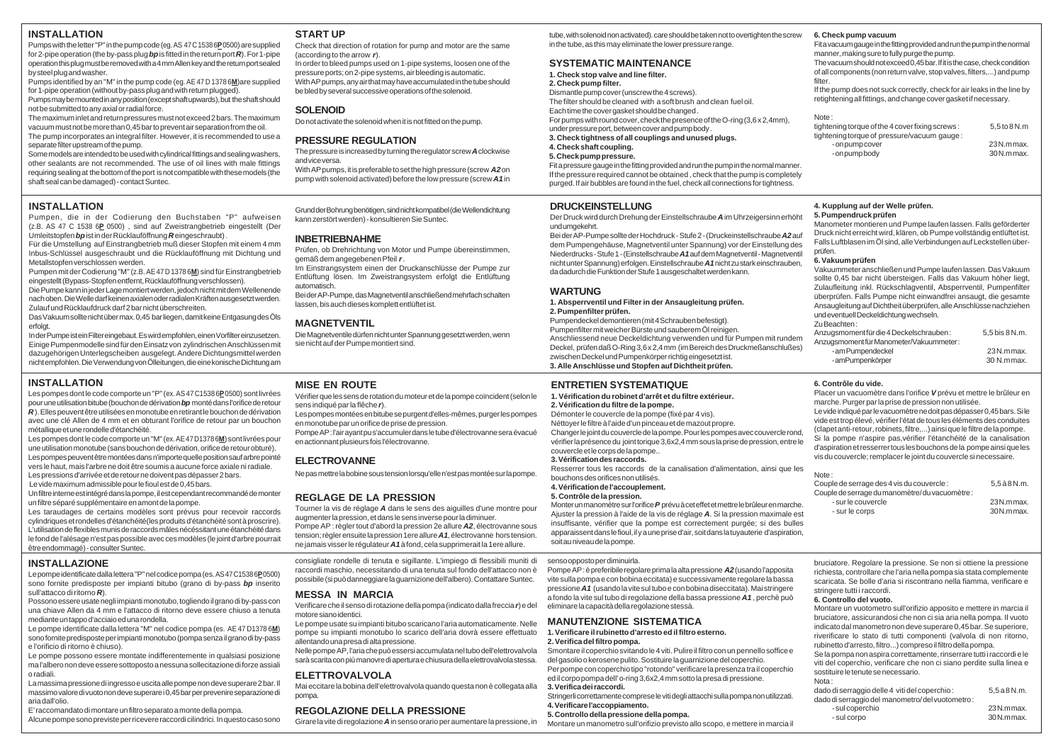## INSTALLATION

Pumps with the letter "P" in the pump code (eg. AS 47 C 1538 6**P** 0500) are supplied for 2-pipe operation (the by-pass plug ***bp*** is fitted in the return port ***R***). For 1-pipe operation this plug must be removed with a 4 mm Allen key and the return port sealed by steel plug and washer.

Pumps identified by an "M" in the pump code (eg. AE 47 D 1378 6**M**) are supplied for 1-pipe operation (without by-pass plug and with return plugged).

Pumps may be mounted in any position (except shaft upwards), but the shaft should not be submitted to any axial or radial force.

The maximum inlet and return pressures must not exceed 2 bars. The maximum vacuum must not be more than 0,45 bar to prevent air separation from the oil.

The pump incorporates an integral filter. However, it is recommended to use a separate filter upstream of the pump.

Some models are intended to be used with cylindrical fittings and sealing washers, other sealants are not recommended. The use of oil lines with male fittings requiring sealing at the bottom of the port is not compatible with these models (the shaft seal can be damaged) - contact Suntec.

## START UP

Check that direction of rotation for pump and motor are the same (according to the arrow ***r***).

In order to bleed pumps used on 1-pipe systems, loosen one of the pressure ports; on 2-pipe systems, air bleeding is automatic.

With AP pumps, any air that may have accumulated in the tube should be bled by several successive operations of the solenoid.

## SOLENOID

Do not activate the solenoid when it is not fitted on the pump.

## PRESSURE REGULATION

The pressure is increased by turning the regulator screw ***A*** clockwise and vice versa.

With AP pumps, it is preferable to set the high pressure (screw ***A2*** on pump with solenoid activated) before the low pressure (screw ***A1*** in tube, with solenoid non activated). care should be taken not to overtighten the screw in the tube, as this may eliminate the lower pressure range.

## SYSTEMATIC MAINTENANCE

**1. Check stop valve and line filter.**

**2. Check pump filter.**

Dismantle pump cover (unscrew the 4 screws).

The filter should be cleaned with a soft brush and clean fuel oil.

Each time the cover gasket should be changed.

For pumps with round cover, check the presence of the O-ring (3,6 x 2,4mm), under pressure port, between cover and pump body.

**3. Check tightness of all couplings and unused plugs.**

**4. Check shaft coupling.**

**5. Check pump pressure.**

Fit a pressure gauge in the fitting provided and run the pump in the normal manner. If the pressure required cannot be obtained , check that the pump is completely purged. If air bubbles are found in the fuel, check all connections for tightness.

**6. Check pump vacuum**

Fit a vacuum gauge in the fitting provided and run the pump in the normal manner, making sure to fully purge the pump.

The vacuum should not exceed 0,45 bar. If it is the case, check condition of all components (non return valve, stop valves, filters,...) and pump filter.

If the pump does not suck correctly, check for air leaks in the line by retightening all fittings, and change cover gasket if necessary.

Note :

| | |
|---|---|
| tightening torque of the 4 cover fixing screws : | 5,5 to 8 N.m |
| tightening torque of pressure/vacuum gauge : | |
| - on pump cover | 23 N.m max. |
| - on pump body | 30 N.m max. |

## INSTALLATION

Pumpen, die in der Codierung den Buchstaben "P" aufweisen (z.B. AS 47 C 1538 6**P** 0500) , sind auf Zweistrangbetrieb eingestellt (Der Umleitstopfen ***bp*** ist in der Rücklauföffnung ***R*** eingeschraubt) .

Für die Umstellung auf Einstrangbetrieb muß dieser Stopfen mit einem 4 mm Inbus-Schlüssel ausgeschraubt und die Rücklauföffnung mit Dichtung und Metallstopfen verschlossen werden.

Pumpen mit der Codierung "M" (z.B. AE 47 D 1378 6**M**) sind für Einstrangbetrieb eingestellt (Bypass-Stopfen entfernt, Rücklauföffnung verschlossen).

Die Pumpe kann in jeder Lage montiert werden, jedoch nicht mit dem Wellenende nach oben. Die Welle darf keinen axialen oder radialen Kräften ausgesetzt werden. Zulauf und Rücklaufdruck darf 2 bar nicht überschreiten.

Das Vakuum sollte nicht über max. 0,45 bar liegen, damit keine Entgasung des Öls erfolgt.

In der Pumpe ist ein Filter eingebaut. Es wird empfohlen, einen Vorfilter einzusetzen. Einige Pumpenmodelle sind für den Einsatz von zylindrischen Anschlüssen mit dazugehörigen Unterlegscheiben ausgelegt. Andere Dichtungsmittel werden nicht empfohlen. Die Verwendung von Ölleitungen, die eine konische Dichtung am Grund der Bohrung benötigen, sind nicht kompatibel (die Wellendichtung kann zerstört werden) - konsultieren Sie Suntec.

## INBETRIEBNAHME

Prüfen, ob Drehrichtung von Motor und Pumpe übereinstimmen, gemäß dem angegebenen Pfeil ***r***.

Im Einstrangsystem einen der Druckanschlüsse der Pumpe zur Entlüftung lösen. Im Zweistrangsystem erfolgt die Entlüftung automatisch.

Bei der AP-Pumpe, das Magnetventil anschließen d mehrfach schalten lassen, bis auch dieses komplett entlüftet ist.

## MAGNETVENTIL

Die Magnetventile dürfen nicht unter Spannung gesetzt werden, wenn sie nicht auf der Pumpe montiert sind.

## DRUCKEINSTELLUNG

Der Druck wird durch Drehung der Einstellschraube ***A*** im Uhrzeigersinn erhöht und umgekehrt.

Bei der AP-Pumpe sollte der Hochdruck - Stufe 2 - (Druckeinstellschraube ***A2*** auf dem Pumpengehäuse, Magnetventil unter Spannung) vor der Einstellung des Niederdrucks - Stufe 1 - (Einstellschraube ***A1*** auf dem Magnetventil - Magnetventil nicht unter Spannung) erfolgen. Einstellschraube ***A1*** nicht zu stark einschrauben, da dadurch die Funktion der Stufe 1 ausgeschaltet werden kann.

## WARTUNG

**1. Absperrventil und Filter in der Ansaugleitung prüfen.**

**2. Pumpenfilter prüfen.**

Pumpendeckel demontieren (mit 4 Schrauben befestigt).

Pumpenfilter mit weicher Bürste und sauberem Öl reinigen.

Anschliessend neue Deckeldichtung verwenden und für Pumpen mit rundem Deckel, prüfen daß O-Ring 3,6 x 2,4 mm (im Bereich des Druckmeßanschlußes) zwischen Deckel und Pumpenkörper richtig eingesetzt ist.

**3. Alle Anschlüsse und Stopfen auf Dichtheit prüfen.**

**4. Kupplung auf der Welle prüfen.**

**5. Pumpendruck prüfen**

Manometer montieren und Pumpe laufen lassen. Falls geförderter Druck nicht erreicht wird, klären, ob Pumpe vollständig entlüftet ist. Falls Luftblasen im Öl sind, alle Verbindungen auf Leckstellen überprüfen.

**6. Vakuum prüfen**

Vakuummeter anschließen und Pumpe laufen lassen. Das Vakuum sollte 0,45 bar nicht übersteigen. Falls das Vakuum höher liegt, Zulaufleitung inkl. Rückschlagventil, Absperrventil, Pumpenfilter überprüfen. Falls Pumpe nicht einwandfrei ansaugt, die gesamte Ansaugleitung auf Dichtheit überprüfen, alle Anschlüsse nachziehen und eventuell Deckeldichtung wechseln.

Zu Beachten :

| | |
|---|---|
| Anzugsmoment für die 4 Deckelschrauben : | 5,5 bis 8 N.m. |
| Anzugsmoment für Manometer/Vakuummeter : | |
| - am Pumpendeckel | 23 N.m max. |
| - am Pumpenkörper | 30 N.m max. |

## INSTALLATION

Les pompes dont le code comporte un "P" (ex. AS 47 C 1538 6**P** 0500) sont livrées pour une utilisation bitube (bouchon de dérivation ***bp*** monté dans l'orifice de retour ***R***). Elles peuvent être utilisées en monotube en retirant le bouchon de dérivation avec une clé Allen de 4 mm et en obturant l'orifice de retour par un bouchon métallique et une rondelle d'étanchéité.

Les pompes dont le code comporte un "M" (ex. AE 47 D 1378 6**M**) sont livrées pour une utilisation monotube (sans bouchon de dérivation, orifice de retour obturé).

Les pompes peuvent être montées dans n'importe quelle position sauf arbre pointé vers le haut, mais l'arbre ne doit être soumis à aucune force axiale ni radiale.

Les pressions d'arrivée et de retour ne doivent pas dépasser 2 bars.

Le vide maximum admissible pour le fioul est de 0,45 bars.

Un filtre interne est intégré dans la pompe, il est cependant recommandé de monter un filtre séparé supplémentaire en amont de la pompe.

Les taraudages de certains modèles sont prévus pour recevoir raccords cylindriques et rondelles d'étanchéité (les produits d'étanchéité sont à proscrire). L'utilisation de flexibles munis de raccords mâles nécéssitant une étanchéité dans le fond de l'alésage n'est pas possible avec ces modèles (le joint d'arbre pourrait être endommagé) - consulter Suntec.

## MISE EN ROUTE

Vérifier que les sens de rotation du moteur et de la pompe coïncident (selon le sens indiqué par la flèche ***r***).

Les pompes montées en bitube se purgent d'elles-mêmes, purger les pompes en monotube par un orifice de prise de pression.

Pompe AP : l'air ayant pu s'accumuler dans le tube d'électrovanne sera évacué en actionnant plusieurs fois l'électrovanne.

## ELECTROVANNE

Ne pas mettre la bobine sous tension lorsqu'elle n'est pas montée sur la pompe.

## REGLAGE DE LA PRESSION

Tourner la vis de réglage ***A*** dans le sens des aiguilles d'une montre pour augmenter la pression, et dans le sens inverse pour la diminuer.

Pompe AP : régler tout d'abord la pression 2e allure ***A2***, électrovanne sous tension; régler ensuite la pression 1ere allure ***A1***, électrovanne hors tension. ne jamais visser le régulateur ***A1*** à fond, cela supprimerait la 1ere allure.

## ENTRETIEN SYSTEMATIQUE

**1. Vérification du robinet d'arrêt et du filtre extérieur.**

**2. Vérification du filtre de la pompe.**

Démonter le couvercle de la pompe (fixé par 4 vis).

Néttoyer le filtre à l'aide d'un pinceau et de mazout propre.

Changer le joint du couvercle de la pompe. Pour les pompes avec couvercle rond, vérifier la présence du joint torique 3,6x2,4 mm sous la prise de pression, entre le couvercle et le corps de la pompe..

**3. Vérification des raccords.**

Resserrer tous les raccords de la canalisation d'alimentation, ainsi que les bouchons des orifices non utilisés.

**4. Vérification de l'accouplement.**

**5. Contrôle de la pression.**

Monter un manomètre sur l'orifice ***P*** prévu à cet effet et mettre le brûleur en marche. Ajuster la pression à l'aide de la vis de réglage ***A***. Si la pression maximale est insuffisante, vérifier que la pompe est correctement purgée; si des bulles apparaissent dans le fioul, il y a une prise d'air, soit dans la tuyauterie d'aspiration, soit au niveau de la pompe.

**6. Contrôle du vide.**

Placer un vacuomètre dans l'orifice ***V*** prévu et mettre le brûleur en marche. Purger par la prise de pression non utilisée.

Le vide indiqué par le vacuomètre ne doit pas dépasser 0,45 bars. Si le vide est trop élevé, vérifier l'état de tous les éléments des conduites (clapet anti-retour, robinets, filtre,...) ainsi que le filtre de la pompe. Si la pompe n'aspire pas, vérifier l'étanchéité de la canalisation d'aspiration et resserrer tous les bouchons de la pompe ainsi que les vis du couvercle; remplacer le joint du couvercle si nécessaire.

Note :

| | |
|---|---|
| Couple de serrage des 4 vis du couvercle : | 5,5 à 8 N.m. |
| Couple de serrage du manomètre/du vacuomètre : | |
| - sur le couvercle | 23 N.m max. |
| - sur le corps | 30 N.m max. |

## INSTALLAZIONE

Le pompe identificate dalla lettera "P" nel codice pompa (es. AS 47 C 1538 6**P** 0500) sono fornite predisposte per impianti bitubo (grano di by-pass ***bp*** inserito sull'attacco di ritorno ***R***).

Possono essere usate negli impianti monotubo, togliendo il grano di by-pass con una chiave Allen da 4 mm e l'attacco di ritorno deve essere chiuso a tenuta mediante un tappo d'acciaio ed una rondella.

Le pompe identificate dalla lettera "M" nel codice pompa (es. AE 47 D 1378 6**M**) sono fornite predisposte per impianti monotubo (pompa senza il grano di by-pass e l'orificio di ritorno è chiuso).

Le pompe possono essere montate indifferentemente in qualsiasi posizione ma l'albero non deve essere sottoposto a nessuna sollecitazione di forze assiali o radiali.

La massima pressione di ingresso e uscita alle pompe non deve superare 2 bar. Il massimo valore di vuoto non deve superare i 0,45 bar per prevenire separazione di aria dall'olio.

E' raccomandato di montare un filtro separato a monte della pompa.

Alcune pompe sono previste per ricevere raccordi cilindrici. In questo caso sono consigliate rondelle di tenuta e sigillante. L'impiego di flessibili muniti di raccordi maschio, necessitando di una tenuta sul fondo dell'attacco non è possibile (si può danneggiare la guarnizione dell'albero). Contattare Suntec.

## MESSA IN MARCIA

Verificare che il senso di rotazione della pompa (indicato dalla freccia ***r***) e del motore siano identici.

Le pompe usate su impianti bitubo scaricano l'aria automaticamente. Nelle pompe su impianti monotubo lo scarico dell'aria dovrà essere effettuato allentando una presa di alta pressione.

Nelle pompe AP, l'aria che può essersi accumulata nel tubo dell'elettrovalvola sarà scaricata con più manovre di apertura e chiusura della elettrovalvola stessa.

## ELETTROVALVOLA

Mai eccitare la bobina dell'elettrovalvola quando questa non è collegata alla pompa.

## REGOLAZIONE DELLA PRESSIONE

Girare la vite di regolazione ***A*** in senso orario per aumentare la pressione, in senso opposto per diminuirla.

Pompe AP : è preferibile regolare prima la alta pressione ***A2*** (usando l'apposita vite sulla pompa e con bobina eccitata) e successivamente regolare la bassa pressione ***A1*** (usando la vite sul tubo e con bobina diseccitata). Mai stringere a fondo la vite sul tubo di regolazione della bassa pressione ***A1***, perchè può eliminare la capacità della regolazione stessa.

## MANUTENZIONE SISTEMATICA

**1. Verificare il rubinetto d'arresto ed il filtro esterno.**

**2. Verifica del filtro pompa.**

Smontare il coperchio svitando le 4 viti. Pulire il filtro con un pennello soffice e del gasolio o kerosene pulito. Sostituire la guarnizione del coperchio.

Per pompe con coperchio tipo "rotondo" verificare la presenza tra il coperchio ed il corpo pompa dell' o-ring 3,6x2,4 mm sotto la presa di pressione.

**3. Verifica dei raccordi.**

Stringerli correttamente comprese le viti degli attacchi sulla pompa non utilizzati.

**4. Verificare l'accoppiamento.**

**5. Controllo della pressione della pompa.**

Montare un manometro sull'orifizio previsto allo scopo, e mettere in marcia il bruciatore. Regolare la pressione. Se non si ottiene la pressione richiesta, controllare che l'aria nella pompa sia stata completamente scaricata. Se bolle d'aria si riscontrano nella fiamma, verificare e stringere tutti i raccordi.

**6. Controllo del vuoto.**

Montare un vuotometro sull'orifizio apposito e mettere in marcia il bruciatore, assicurandosi che non ci sia aria nella pompa. Il vuoto indicato dal manometro non deve superare 0,45 bar. Se superiore, riverificare lo stato di tutti componenti (valvola di non ritorno, rubinetto d'arresto, filtro...) compreso il filtro della pompa.

Se la pompa non aspira correttamente, rinserrare tutti i raccordi e le viti del coperchio, verificare che non ci siano perdite sulla linea e sostituire le tenute se necessario.

Nota :

| | |
|---|---|
| dado di serraggio delle 4 viti del coperchio : | 5,5 a 8 N.m. |
| dado di serraggio del manometro/del vuotometro : | |
| - sul coperchio | 23 N.m max. |
| - sul corpo | 30 N.m max. |